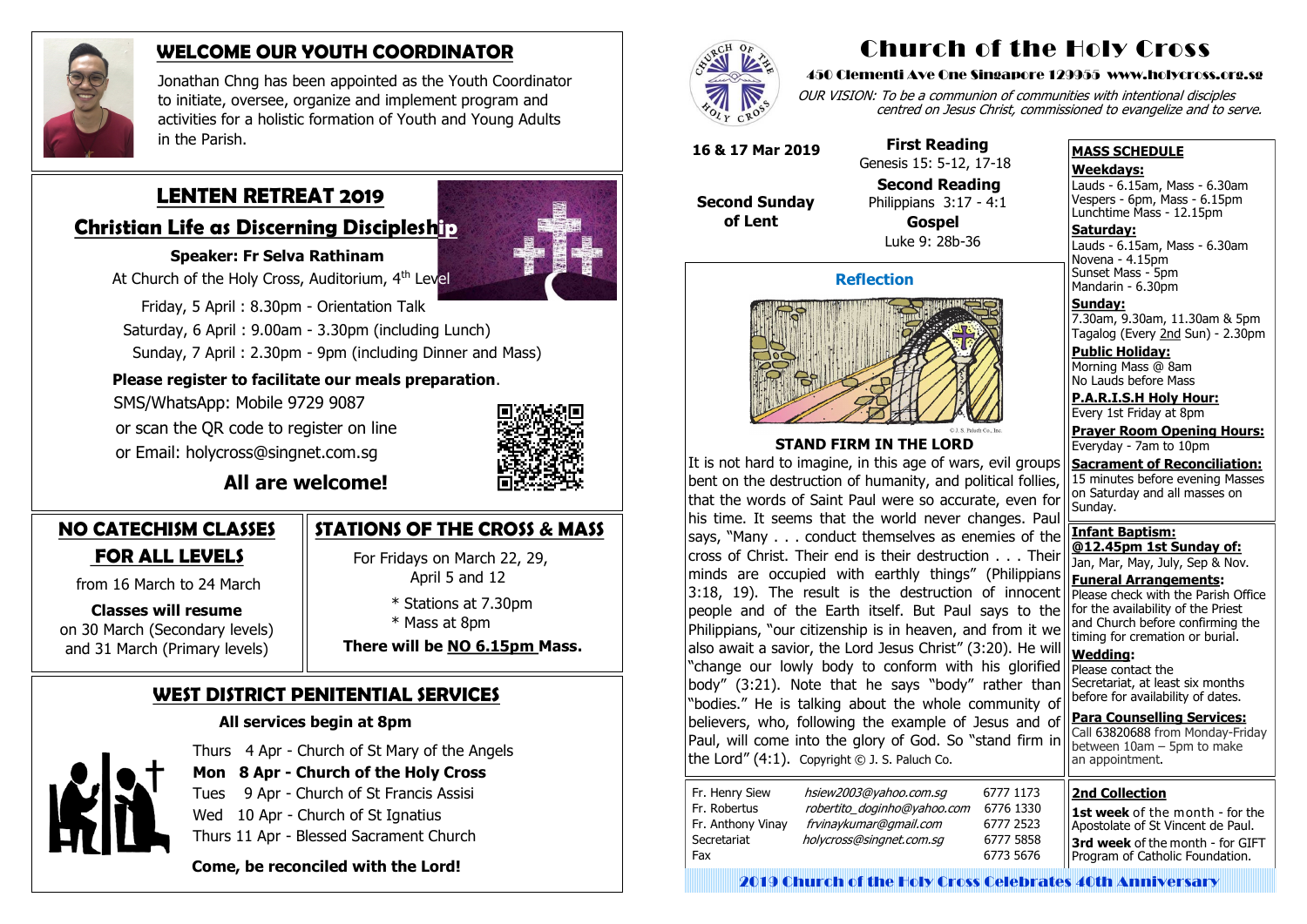# Church of the Holy Cross

450 Clementi Ave One Singapore 129955 www.holycross.org.sg

*OUR VISION: To be a communion of communities with intentional disciples centred on Jesus Christ, commissioned to evangelize and to serve.*

**16 & 17 Mar 2019**

**Second Sunday of Lent**

**First Reading**
Genesis 15: 5-12, 17-18

**Second Reading**
Philippians 3:17 - 4:1

**Gospel**
Luke 9: 28b-36

## Reflection

### STAND FIRM IN THE LORD

It is not hard to imagine, in this age of wars, evil groups bent on the destruction of humanity, and political follies, that the words of Saint Paul were so accurate, even for his time. It seems that the world never changes. Paul says, "Many . . . conduct themselves as enemies of the cross of Christ. Their end is their destruction . . . Their minds are occupied with earthly things" (Philippians 3:18, 19). The result is the destruction of innocent people and of the Earth itself. But Paul says to the Philippians, "our citizenship is in heaven, and from it we also await a savior, the Lord Jesus Christ" (3:20). He will "change our lowly body to conform with his glorified body" (3:21). Note that he says "body" rather than "bodies." He is talking about the whole community of believers, who, following the example of Jesus and of Paul, will come into the glory of God. So "stand firm in the Lord" (4:1). Copyright © J. S. Paluch Co.

| | | |
|---|---|---|
| Fr. Henry Siew | *hsiew2003@yahoo.com.sg* | 6777 1173 |
| Fr. Robertus | *robertito_doginho@yahoo.com* | 6776 1330 |
| Fr. Anthony Vinay | *frvinaykumar@gmail.com* | 6777 2523 |
| Secretariat | *holycross@singnet.com.sg* | 6777 5858 |
| Fax | | 6773 5676 |

## MASS SCHEDULE

**Weekdays:**
Lauds - 6.15am, Mass - 6.30am
Vespers - 6pm, Mass - 6.15pm
Lunchtime Mass - 12.15pm

**Saturday:**
Lauds - 6.15am, Mass - 6.30am
Novena - 4.15pm
Sunset Mass - 5pm
Mandarin - 6.30pm

**Sunday:**
7.30am, 9.30am, 11.30am & 5pm
Tagalog (Every 2nd Sun) - 2.30pm

**Public Holiday:**
Morning Mass @ 8am
No Lauds before Mass

**P.A.R.I.S.H Holy Hour:**
Every 1st Friday at 8pm

**Prayer Room Opening Hours:**
Everyday - 7am to 10pm

**Sacrament of Reconciliation:**
15 minutes before evening Masses on Saturday and all masses on Sunday.

**Infant Baptism: @12.45pm 1st Sunday of:**
Jan, Mar, May, July, Sep & Nov.

**Funeral Arrangements:**
Please check with the Parish Office for the availability of the Priest and Church before confirming the timing for cremation or burial.

**Wedding:**
Please contact the Secretariat, at least six months before for availability of dates.

**Para Counselling Services:**
Call 63820688 from Monday-Friday between 10am – 5pm to make an appointment.

**2nd Collection**

**1st week** of the month - for the Apostolate of St Vincent de Paul.

**3rd week** of the month - for GIFT Program of Catholic Foundation.

2019 Church of the Holy Cross Celebrates 40th Anniversary

## WELCOME OUR YOUTH COORDINATOR

Jonathan Chng has been appointed as the Youth Coordinator to initiate, oversee, organize and implement program and activities for a holistic formation of Youth and Young Adults in the Parish.

## LENTEN RETREAT 2019

### Christian Life as Discerning Discipleship

**Speaker: Fr Selva Rathinam**

At Church of the Holy Cross, Auditorium, 4th Level

Friday, 5 April : 8.30pm - Orientation Talk
Saturday, 6 April : 9.00am - 3.30pm (including Lunch)
Sunday, 7 April : 2.30pm - 9pm (including Dinner and Mass)

**Please register to facilitate our meals preparation.**

SMS/WhatsApp: Mobile 9729 9087
or scan the QR code to register on line
or Email: holycross@singnet.com.sg

**All are welcome!**

## NO CATECHISM CLASSES FOR ALL LEVELS

from 16 March to 24 March

**Classes will resume**
on 30 March (Secondary levels) and 31 March (Primary levels)

## STATIONS OF THE CROSS & MASS

For Fridays on March 22, 29, April 5 and 12

\* Stations at 7.30pm
\* Mass at 8pm

**There will be NO 6.15pm Mass.**

## WEST DISTRICT PENITENTIAL SERVICES

**All services begin at 8pm**

Thurs 4 Apr - Church of St Mary of the Angels
**Mon 8 Apr - Church of the Holy Cross**
Tues 9 Apr - Church of St Francis Assisi
Wed 10 Apr - Church of St Ignatius
Thurs 11 Apr - Blessed Sacrament Church

**Come, be reconciled with the Lord!**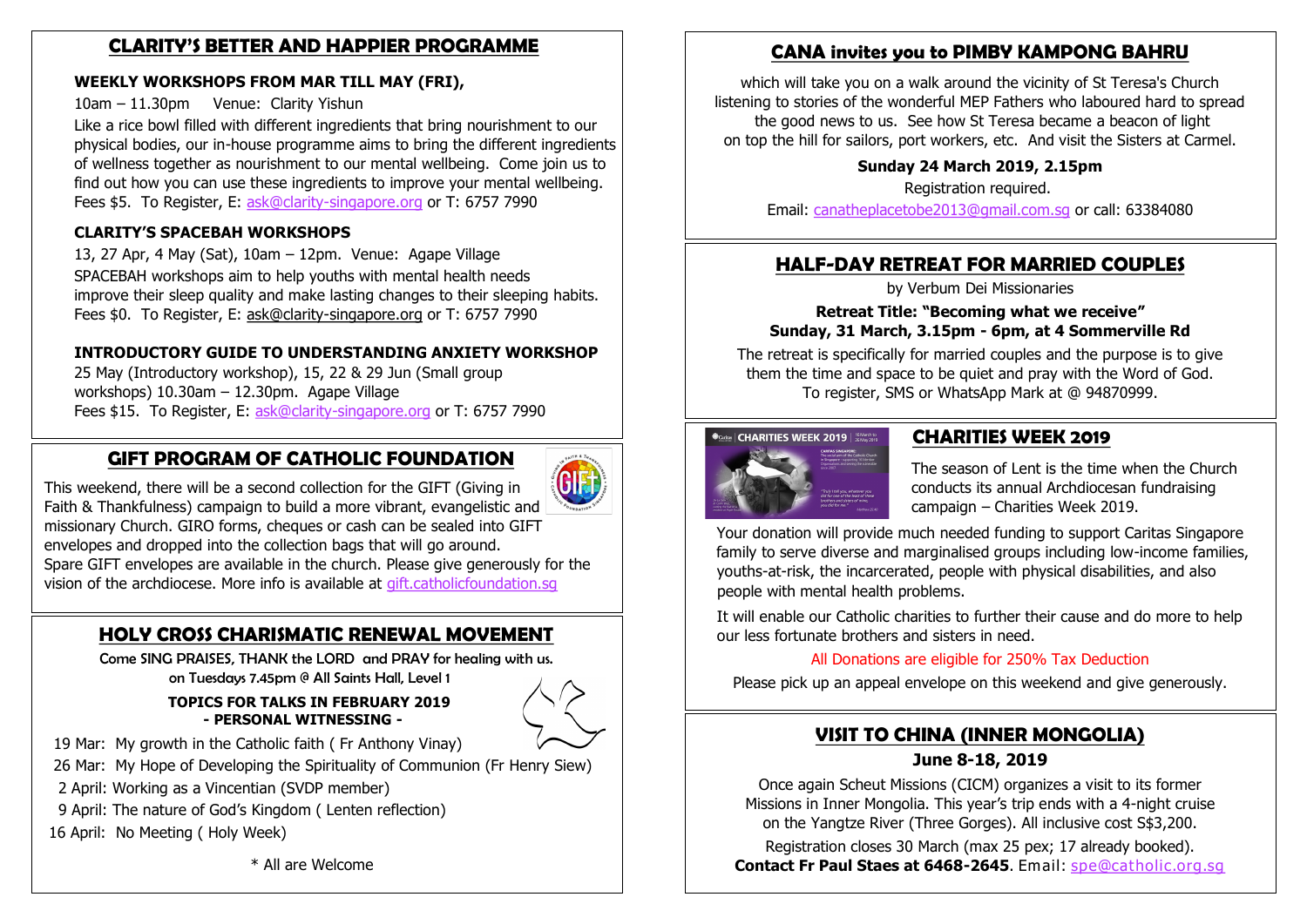## CLARITY'S BETTER AND HAPPIER PROGRAMME

**WEEKLY WORKSHOPS FROM MAR TILL MAY (FRI),**

10am – 11.30pm  Venue: Clarity Yishun

Like a rice bowl filled with different ingredients that bring nourishment to our physical bodies, our in-house programme aims to bring the different ingredients of wellness together as nourishment to our mental wellbeing. Come join us to find out how you can use these ingredients to improve your mental wellbeing. Fees $5. To Register, E: ask@clarity-singapore.org or T: 6757 7990

**CLARITY'S SPACEBAH WORKSHOPS**

13, 27 Apr, 4 May (Sat), 10am – 12pm. Venue: Agape Village

SPACEBAH workshops aim to help youths with mental health needs improve their sleep quality and make lasting changes to their sleeping habits. Fees $0. To Register, E: ask@clarity-singapore.org or T: 6757 7990

**INTRODUCTORY GUIDE TO UNDERSTANDING ANXIETY WORKSHOP**

25 May (Introductory workshop), 15, 22 & 29 Jun (Small group workshops) 10.30am – 12.30pm. Agape Village

Fees $15. To Register, E: ask@clarity-singapore.org or T: 6757 7990

## GIFT PROGRAM OF CATHOLIC FOUNDATION

This weekend, there will be a second collection for the GIFT (Giving in Faith & Thankfulness) campaign to build a more vibrant, evangelistic and missionary Church. GIRO forms, cheques or cash can be sealed into GIFT envelopes and dropped into the collection bags that will go around. Spare GIFT envelopes are available in the church. Please give generously for the vision of the archdiocese. More info is available at gift.catholicfoundation.sg

## HOLY CROSS CHARISMATIC RENEWAL MOVEMENT

Come SING PRAISES, THANK the LORD and PRAY for healing with us. on Tuesdays 7.45pm @ All Saints Hall, Level 1

**TOPICS FOR TALKS IN FEBRUARY 2019**
**- PERSONAL WITNESSING -**

- 19 Mar: My growth in the Catholic faith ( Fr Anthony Vinay)
- 26 Mar: My Hope of Developing the Spirituality of Communion (Fr Henry Siew)
- 2 April: Working as a Vincentian (SVDP member)
- 9 April: The nature of God's Kingdom ( Lenten reflection)
- 16 April: No Meeting ( Holy Week)

\* All are Welcome

## CANA invites you to PIMBY KAMPONG BAHRU

which will take you on a walk around the vicinity of St Teresa's Church listening to stories of the wonderful MEP Fathers who laboured hard to spread the good news to us. See how St Teresa became a beacon of light on top the hill for sailors, port workers, etc. And visit the Sisters at Carmel.

**Sunday 24 March 2019, 2.15pm**

Registration required.

Email: canatheplacetobe2013@gmail.com.sg or call: 63384080

## HALF-DAY RETREAT FOR MARRIED COUPLES

by Verbum Dei Missionaries

**Retreat Title: "Becoming what we receive"**
**Sunday, 31 March, 3.15pm - 6pm, at 4 Sommerville Rd**

The retreat is specifically for married couples and the purpose is to give them the time and space to be quiet and pray with the Word of God. To register, SMS or WhatsApp Mark at @ 94870999.

## CHARITIES WEEK 2019

The season of Lent is the time when the Church conducts its annual Archdiocesan fundraising campaign – Charities Week 2019.

Your donation will provide much needed funding to support Caritas Singapore family to serve diverse and marginalised groups including low-income families, youths-at-risk, the incarcerated, people with physical disabilities, and also people with mental health problems.

It will enable our Catholic charities to further their cause and do more to help our less fortunate brothers and sisters in need.

All Donations are eligible for 250% Tax Deduction

Please pick up an appeal envelope on this weekend and give generously.

## VISIT TO CHINA (INNER MONGOLIA)

**June 8-18, 2019**

Once again Scheut Missions (CICM) organizes a visit to its former Missions in Inner Mongolia. This year's trip ends with a 4-night cruise on the Yangtze River (Three Gorges). All inclusive cost S$3,200.

Registration closes 30 March (max 25 pex; 17 already booked).
**Contact Fr Paul Staes at 6468-2645**. Email: spe@catholic.org.sg